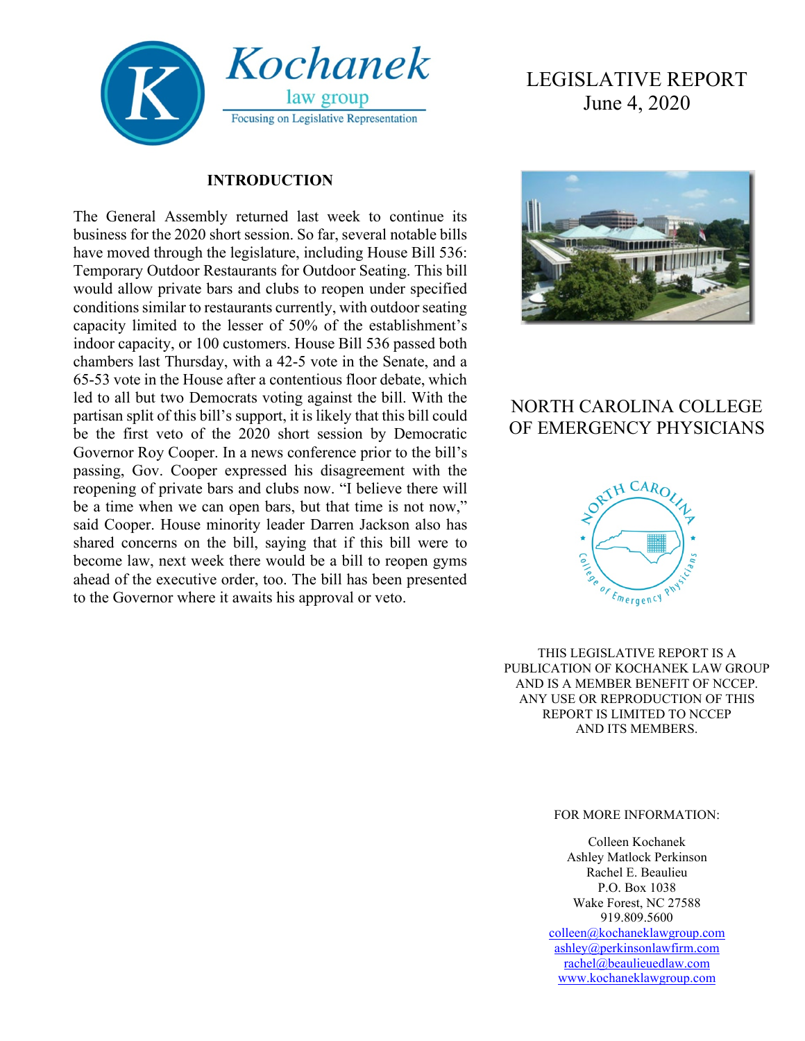Kochanek law group
Focusing on Legislative Representation

# LEGISLATIVE REPORT
June 4, 2020

## INTRODUCTION

The General Assembly returned last week to continue its business for the 2020 short session. So far, several notable bills have moved through the legislature, including House Bill 536: Temporary Outdoor Restaurants for Outdoor Seating. This bill would allow private bars and clubs to reopen under specified conditions similar to restaurants currently, with outdoor seating capacity limited to the lesser of 50% of the establishment's indoor capacity, or 100 customers. House Bill 536 passed both chambers last Thursday, with a 42-5 vote in the Senate, and a 65-53 vote in the House after a contentious floor debate, which led to all but two Democrats voting against the bill. With the partisan split of this bill's support, it is likely that this bill could be the first veto of the 2020 short session by Democratic Governor Roy Cooper. In a news conference prior to the bill's passing, Gov. Cooper expressed his disagreement with the reopening of private bars and clubs now. "I believe there will be a time when we can open bars, but that time is not now," said Cooper. House minority leader Darren Jackson also has shared concerns on the bill, saying that if this bill were to become law, next week there would be a bill to reopen gyms ahead of the executive order, too. The bill has been presented to the Governor where it awaits his approval or veto.

## NORTH CAROLINA COLLEGE OF EMERGENCY PHYSICIANS

North Carolina College of Emergency Physicians

THIS LEGISLATIVE REPORT IS A PUBLICATION OF KOCHANEK LAW GROUP AND IS A MEMBER BENEFIT OF NCCEP. ANY USE OR REPRODUCTION OF THIS REPORT IS LIMITED TO NCCEP AND ITS MEMBERS.

FOR MORE INFORMATION:

Colleen Kochanek
Ashley Matlock Perkinson
Rachel E. Beaulieu
P.O. Box 1038
Wake Forest, NC 27588
919.809.5600
colleen@kochaneklawgroup.com
ashley@perkinsonlawfirm.com
rachel@beaulieuedlaw.com
www.kochaneklawgroup.com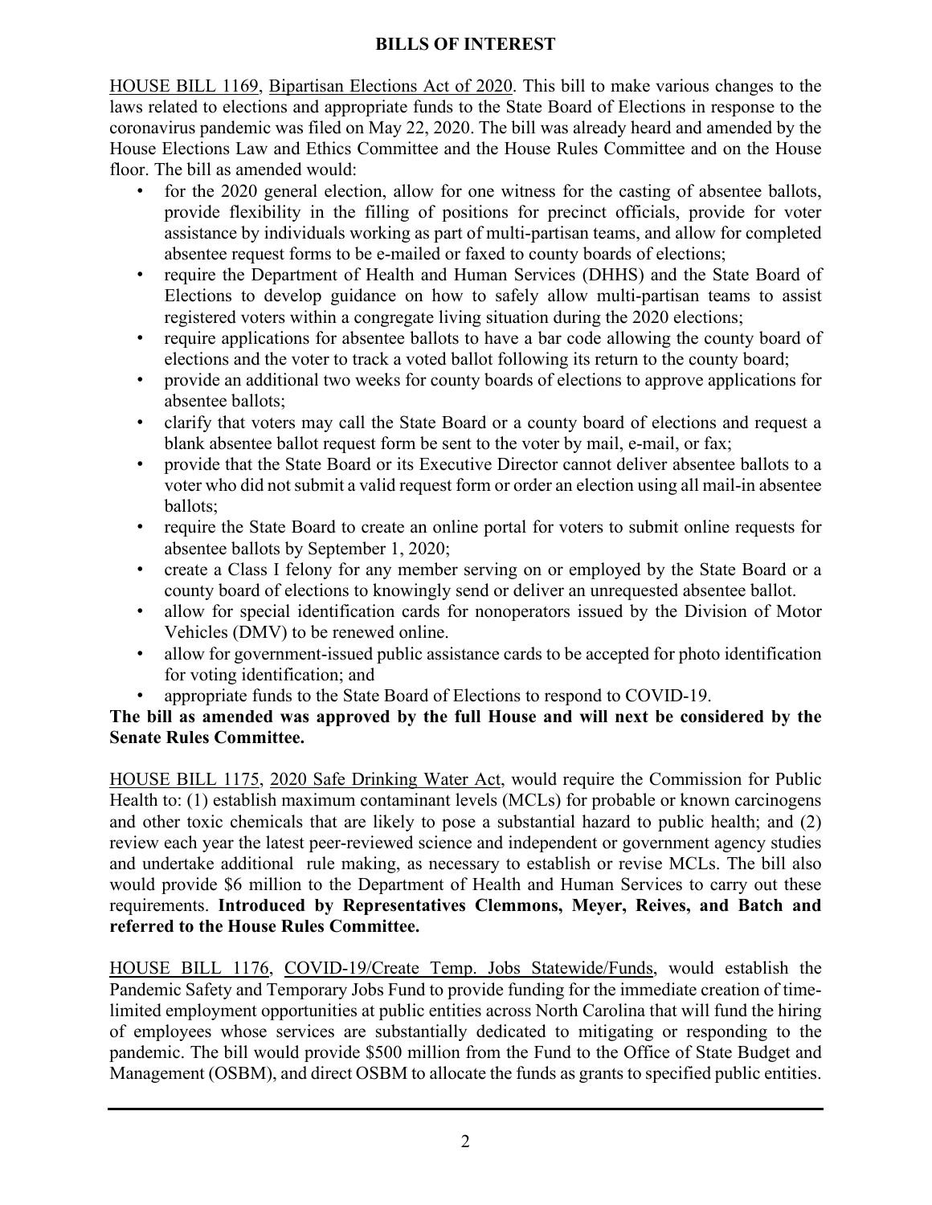## BILLS OF INTEREST

HOUSE BILL 1169, Bipartisan Elections Act of 2020. This bill to make various changes to the laws related to elections and appropriate funds to the State Board of Elections in response to the coronavirus pandemic was filed on May 22, 2020. The bill was already heard and amended by the House Elections Law and Ethics Committee and the House Rules Committee and on the House floor. The bill as amended would:

- for the 2020 general election, allow for one witness for the casting of absentee ballots, provide flexibility in the filling of positions for precinct officials, provide for voter assistance by individuals working as part of multi-partisan teams, and allow for completed absentee request forms to be e-mailed or faxed to county boards of elections;
- require the Department of Health and Human Services (DHHS) and the State Board of Elections to develop guidance on how to safely allow multi-partisan teams to assist registered voters within a congregate living situation during the 2020 elections;
- require applications for absentee ballots to have a bar code allowing the county board of elections and the voter to track a voted ballot following its return to the county board;
- provide an additional two weeks for county boards of elections to approve applications for absentee ballots;
- clarify that voters may call the State Board or a county board of elections and request a blank absentee ballot request form be sent to the voter by mail, e-mail, or fax;
- provide that the State Board or its Executive Director cannot deliver absentee ballots to a voter who did not submit a valid request form or order an election using all mail-in absentee ballots;
- require the State Board to create an online portal for voters to submit online requests for absentee ballots by September 1, 2020;
- create a Class I felony for any member serving on or employed by the State Board or a county board of elections to knowingly send or deliver an unrequested absentee ballot.
- allow for special identification cards for nonoperators issued by the Division of Motor Vehicles (DMV) to be renewed online.
- allow for government-issued public assistance cards to be accepted for photo identification for voting identification; and
- appropriate funds to the State Board of Elections to respond to COVID-19.

**The bill as amended was approved by the full House and will next be considered by the Senate Rules Committee.**

HOUSE BILL 1175, 2020 Safe Drinking Water Act, would require the Commission for Public Health to: (1) establish maximum contaminant levels (MCLs) for probable or known carcinogens and other toxic chemicals that are likely to pose a substantial hazard to public health; and (2) review each year the latest peer-reviewed science and independent or government agency studies and undertake additional rule making, as necessary to establish or revise MCLs. The bill also would provide $6 million to the Department of Health and Human Services to carry out these requirements. **Introduced by Representatives Clemmons, Meyer, Reives, and Batch and referred to the House Rules Committee.**

HOUSE BILL 1176, COVID-19/Create Temp. Jobs Statewide/Funds, would establish the Pandemic Safety and Temporary Jobs Fund to provide funding for the immediate creation of time-limited employment opportunities at public entities across North Carolina that will fund the hiring of employees whose services are substantially dedicated to mitigating or responding to the pandemic. The bill would provide $500 million from the Fund to the Office of State Budget and Management (OSBM), and direct OSBM to allocate the funds as grants to specified public entities.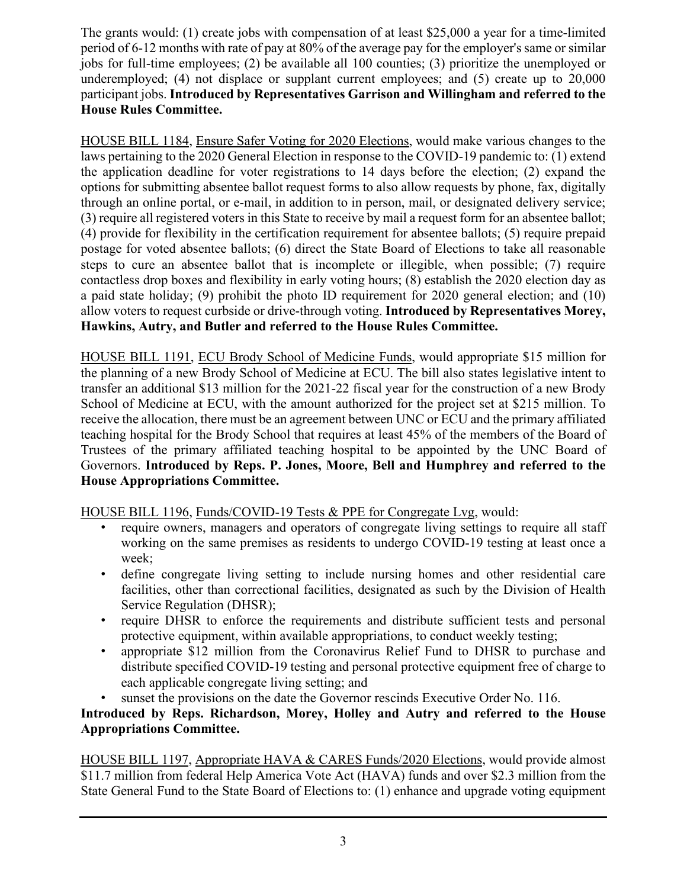The grants would: (1) create jobs with compensation of at least $25,000 a year for a time-limited period of 6-12 months with rate of pay at 80% of the average pay for the employer's same or similar jobs for full-time employees; (2) be available all 100 counties; (3) prioritize the unemployed or underemployed; (4) not displace or supplant current employees; and (5) create up to 20,000 participant jobs. **Introduced by Representatives Garrison and Willingham and referred to the House Rules Committee.**

HOUSE BILL 1184, Ensure Safer Voting for 2020 Elections, would make various changes to the laws pertaining to the 2020 General Election in response to the COVID-19 pandemic to: (1) extend the application deadline for voter registrations to 14 days before the election; (2) expand the options for submitting absentee ballot request forms to also allow requests by phone, fax, digitally through an online portal, or e-mail, in addition to in person, mail, or designated delivery service; (3) require all registered voters in this State to receive by mail a request form for an absentee ballot; (4) provide for flexibility in the certification requirement for absentee ballots; (5) require prepaid postage for voted absentee ballots; (6) direct the State Board of Elections to take all reasonable steps to cure an absentee ballot that is incomplete or illegible, when possible; (7) require contactless drop boxes and flexibility in early voting hours; (8) establish the 2020 election day as a paid state holiday; (9) prohibit the photo ID requirement for 2020 general election; and (10) allow voters to request curbside or drive-through voting. **Introduced by Representatives Morey, Hawkins, Autry, and Butler and referred to the House Rules Committee.**

HOUSE BILL 1191, ECU Brody School of Medicine Funds, would appropriate $15 million for the planning of a new Brody School of Medicine at ECU. The bill also states legislative intent to transfer an additional $13 million for the 2021-22 fiscal year for the construction of a new Brody School of Medicine at ECU, with the amount authorized for the project set at $215 million. To receive the allocation, there must be an agreement between UNC or ECU and the primary affiliated teaching hospital for the Brody School that requires at least 45% of the members of the Board of Trustees of the primary affiliated teaching hospital to be appointed by the UNC Board of Governors. **Introduced by Reps. P. Jones, Moore, Bell and Humphrey and referred to the House Appropriations Committee.**

HOUSE BILL 1196, Funds/COVID-19 Tests & PPE for Congregate Lvg, would:

- require owners, managers and operators of congregate living settings to require all staff working on the same premises as residents to undergo COVID-19 testing at least once a week;
- define congregate living setting to include nursing homes and other residential care facilities, other than correctional facilities, designated as such by the Division of Health Service Regulation (DHSR);
- require DHSR to enforce the requirements and distribute sufficient tests and personal protective equipment, within available appropriations, to conduct weekly testing;
- appropriate $12 million from the Coronavirus Relief Fund to DHSR to purchase and distribute specified COVID-19 testing and personal protective equipment free of charge to each applicable congregate living setting; and
- sunset the provisions on the date the Governor rescinds Executive Order No. 116.

**Introduced by Reps. Richardson, Morey, Holley and Autry and referred to the House Appropriations Committee.**

HOUSE BILL 1197, Appropriate HAVA & CARES Funds/2020 Elections, would provide almost $11.7 million from federal Help America Vote Act (HAVA) funds and over $2.3 million from the State General Fund to the State Board of Elections to: (1) enhance and upgrade voting equipment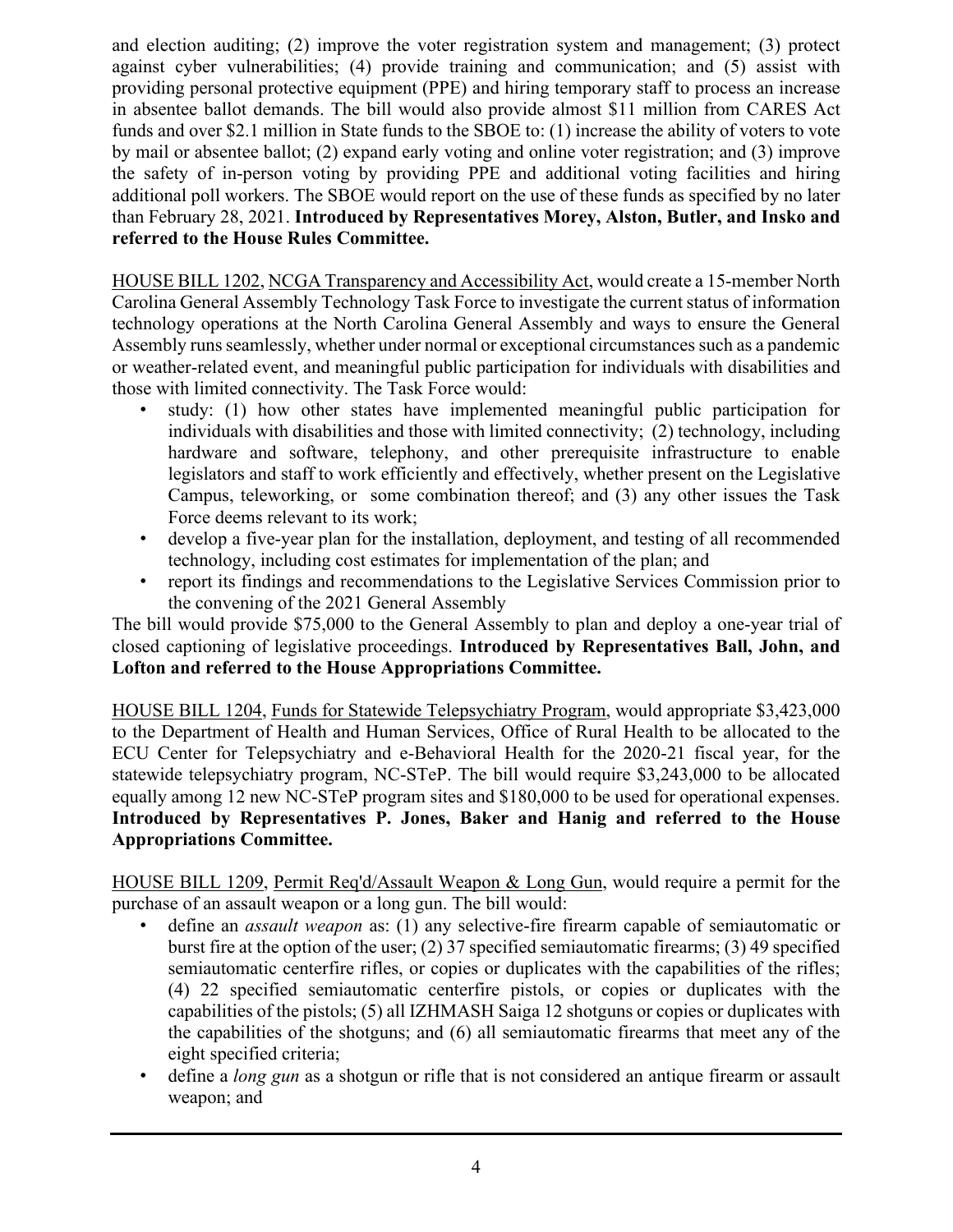and election auditing; (2) improve the voter registration system and management; (3) protect against cyber vulnerabilities; (4) provide training and communication; and (5) assist with providing personal protective equipment (PPE) and hiring temporary staff to process an increase in absentee ballot demands. The bill would also provide almost $11 million from CARES Act funds and over $2.1 million in State funds to the SBOE to: (1) increase the ability of voters to vote by mail or absentee ballot; (2) expand early voting and online voter registration; and (3) improve the safety of in-person voting by providing PPE and additional voting facilities and hiring additional poll workers. The SBOE would report on the use of these funds as specified by no later than February 28, 2021. **Introduced by Representatives Morey, Alston, Butler, and Insko and referred to the House Rules Committee.**

HOUSE BILL 1202, NCGA Transparency and Accessibility Act, would create a 15-member North Carolina General Assembly Technology Task Force to investigate the current status of information technology operations at the North Carolina General Assembly and ways to ensure the General Assembly runs seamlessly, whether under normal or exceptional circumstances such as a pandemic or weather-related event, and meaningful public participation for individuals with disabilities and those with limited connectivity. The Task Force would:

- study: (1) how other states have implemented meaningful public participation for individuals with disabilities and those with limited connectivity; (2) technology, including hardware and software, telephony, and other prerequisite infrastructure to enable legislators and staff to work efficiently and effectively, whether present on the Legislative Campus, teleworking, or some combination thereof; and (3) any other issues the Task Force deems relevant to its work;
- develop a five-year plan for the installation, deployment, and testing of all recommended technology, including cost estimates for implementation of the plan; and
- report its findings and recommendations to the Legislative Services Commission prior to the convening of the 2021 General Assembly

The bill would provide $75,000 to the General Assembly to plan and deploy a one-year trial of closed captioning of legislative proceedings. **Introduced by Representatives Ball, John, and Lofton and referred to the House Appropriations Committee.**

HOUSE BILL 1204, Funds for Statewide Telepsychiatry Program, would appropriate $3,423,000 to the Department of Health and Human Services, Office of Rural Health to be allocated to the ECU Center for Telepsychiatry and e-Behavioral Health for the 2020-21 fiscal year, for the statewide telepsychiatry program, NC-STeP. The bill would require $3,243,000 to be allocated equally among 12 new NC-STeP program sites and $180,000 to be used for operational expenses. **Introduced by Representatives P. Jones, Baker and Hanig and referred to the House Appropriations Committee.**

HOUSE BILL 1209, Permit Req'd/Assault Weapon & Long Gun, would require a permit for the purchase of an assault weapon or a long gun. The bill would:

- define an *assault weapon* as: (1) any selective-fire firearm capable of semiautomatic or burst fire at the option of the user; (2) 37 specified semiautomatic firearms; (3) 49 specified semiautomatic centerfire rifles, or copies or duplicates with the capabilities of the rifles; (4) 22 specified semiautomatic centerfire pistols, or copies or duplicates with the capabilities of the pistols; (5) all IZHMASH Saiga 12 shotguns or copies or duplicates with the capabilities of the shotguns; and (6) all semiautomatic firearms that meet any of the eight specified criteria;
- define a *long gun* as a shotgun or rifle that is not considered an antique firearm or assault weapon; and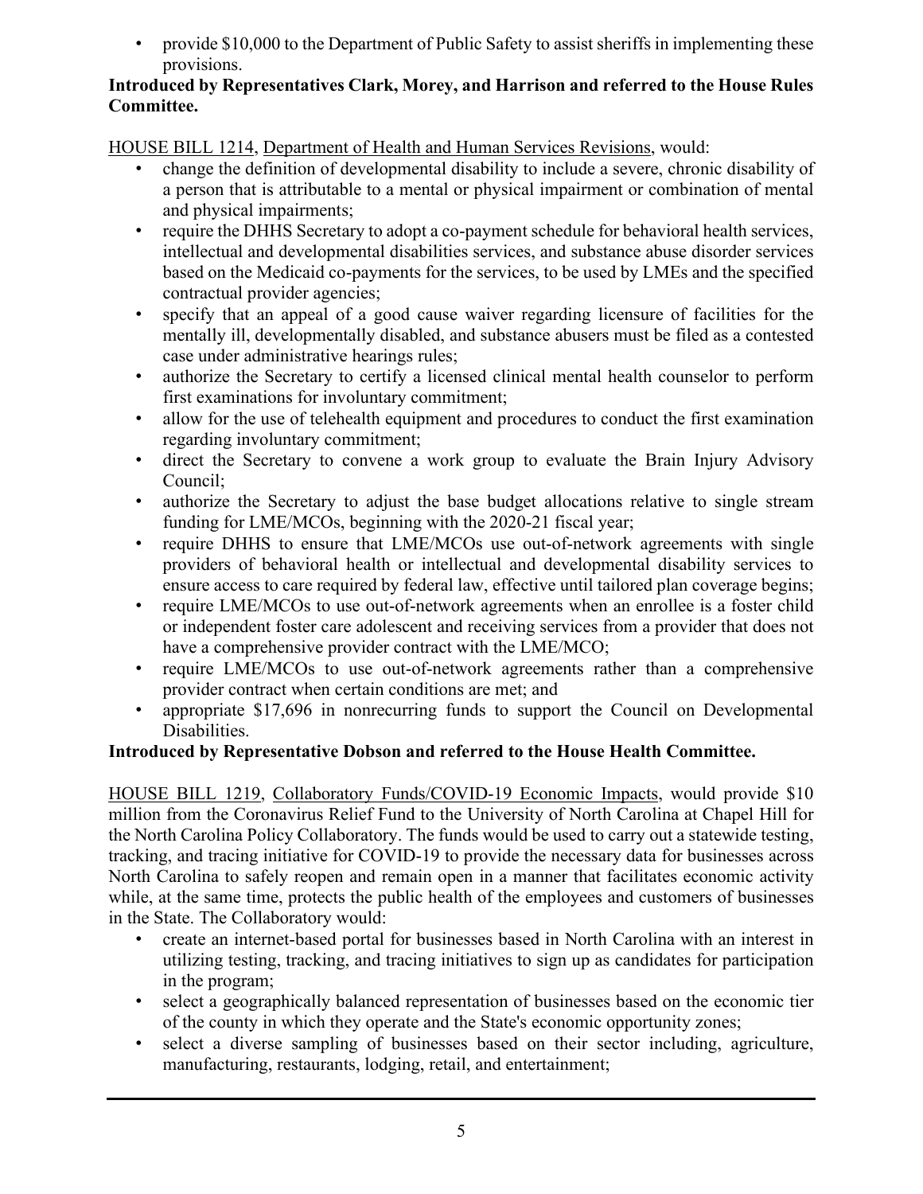- provide $10,000 to the Department of Public Safety to assist sheriffs in implementing these provisions.

**Introduced by Representatives Clark, Morey, and Harrison and referred to the House Rules Committee.**

HOUSE BILL 1214, Department of Health and Human Services Revisions, would:

- change the definition of developmental disability to include a severe, chronic disability of a person that is attributable to a mental or physical impairment or combination of mental and physical impairments;
- require the DHHS Secretary to adopt a co-payment schedule for behavioral health services, intellectual and developmental disabilities services, and substance abuse disorder services based on the Medicaid co-payments for the services, to be used by LMEs and the specified contractual provider agencies;
- specify that an appeal of a good cause waiver regarding licensure of facilities for the mentally ill, developmentally disabled, and substance abusers must be filed as a contested case under administrative hearings rules;
- authorize the Secretary to certify a licensed clinical mental health counselor to perform first examinations for involuntary commitment;
- allow for the use of telehealth equipment and procedures to conduct the first examination regarding involuntary commitment;
- direct the Secretary to convene a work group to evaluate the Brain Injury Advisory Council;
- authorize the Secretary to adjust the base budget allocations relative to single stream funding for LME/MCOs, beginning with the 2020-21 fiscal year;
- require DHHS to ensure that LME/MCOs use out-of-network agreements with single providers of behavioral health or intellectual and developmental disability services to ensure access to care required by federal law, effective until tailored plan coverage begins;
- require LME/MCOs to use out-of-network agreements when an enrollee is a foster child or independent foster care adolescent and receiving services from a provider that does not have a comprehensive provider contract with the LME/MCO;
- require LME/MCOs to use out-of-network agreements rather than a comprehensive provider contract when certain conditions are met; and
- appropriate $17,696 in nonrecurring funds to support the Council on Developmental Disabilities.

**Introduced by Representative Dobson and referred to the House Health Committee.**

HOUSE BILL 1219, Collaboratory Funds/COVID-19 Economic Impacts, would provide $10 million from the Coronavirus Relief Fund to the University of North Carolina at Chapel Hill for the North Carolina Policy Collaboratory. The funds would be used to carry out a statewide testing, tracking, and tracing initiative for COVID-19 to provide the necessary data for businesses across North Carolina to safely reopen and remain open in a manner that facilitates economic activity while, at the same time, protects the public health of the employees and customers of businesses in the State. The Collaboratory would:

- create an internet-based portal for businesses based in North Carolina with an interest in utilizing testing, tracking, and tracing initiatives to sign up as candidates for participation in the program;
- select a geographically balanced representation of businesses based on the economic tier of the county in which they operate and the State's economic opportunity zones;
- select a diverse sampling of businesses based on their sector including, agriculture, manufacturing, restaurants, lodging, retail, and entertainment;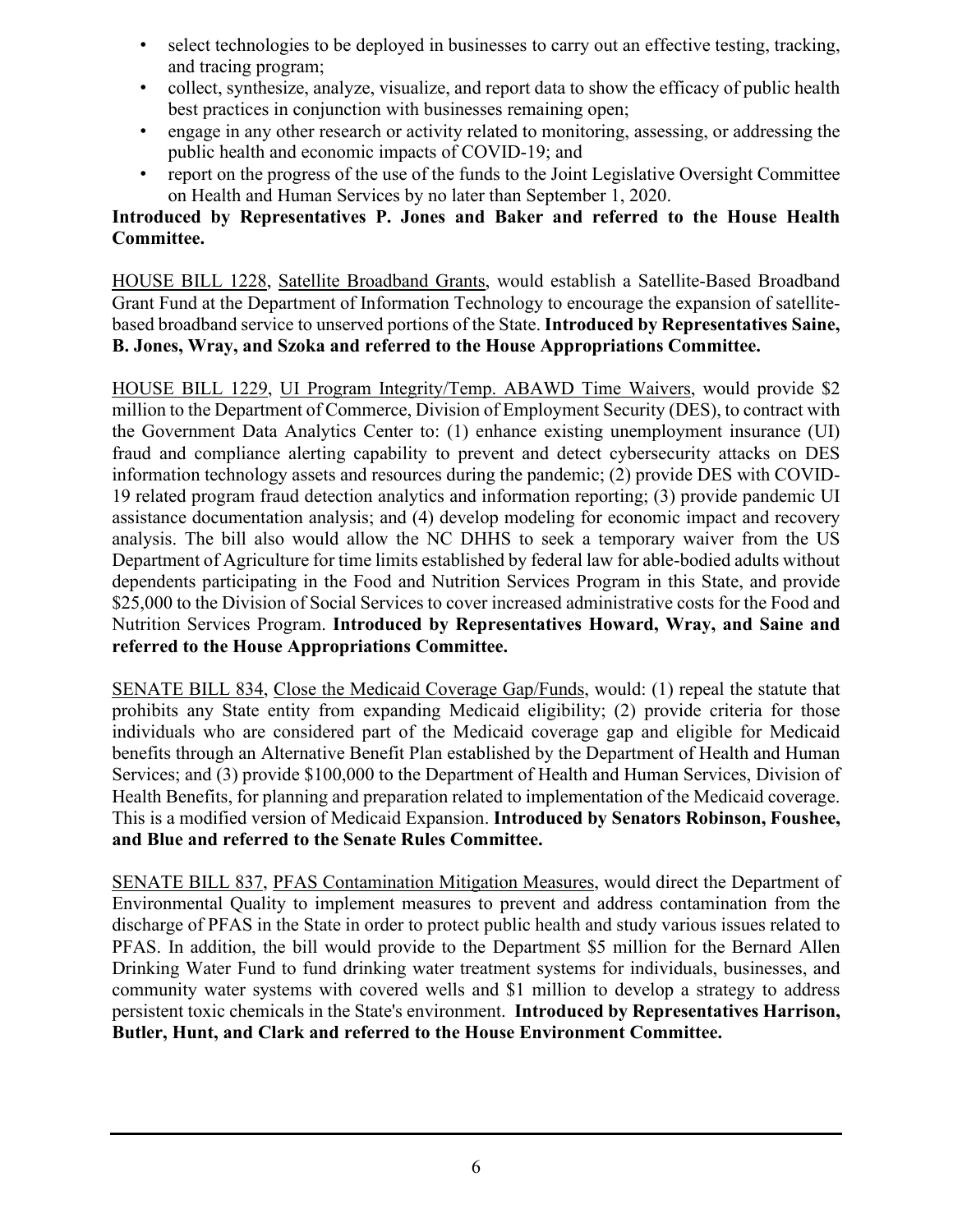- select technologies to be deployed in businesses to carry out an effective testing, tracking, and tracing program;
- collect, synthesize, analyze, visualize, and report data to show the efficacy of public health best practices in conjunction with businesses remaining open;
- engage in any other research or activity related to monitoring, assessing, or addressing the public health and economic impacts of COVID-19; and
- report on the progress of the use of the funds to the Joint Legislative Oversight Committee on Health and Human Services by no later than September 1, 2020.

**Introduced by Representatives P. Jones and Baker and referred to the House Health Committee.**

HOUSE BILL 1228, Satellite Broadband Grants, would establish a Satellite-Based Broadband Grant Fund at the Department of Information Technology to encourage the expansion of satellite-based broadband service to unserved portions of the State. **Introduced by Representatives Saine, B. Jones, Wray, and Szoka and referred to the House Appropriations Committee.**

HOUSE BILL 1229, UI Program Integrity/Temp. ABAWD Time Waivers, would provide $2 million to the Department of Commerce, Division of Employment Security (DES), to contract with the Government Data Analytics Center to: (1) enhance existing unemployment insurance (UI) fraud and compliance alerting capability to prevent and detect cybersecurity attacks on DES information technology assets and resources during the pandemic; (2) provide DES with COVID-19 related program fraud detection analytics and information reporting; (3) provide pandemic UI assistance documentation analysis; and (4) develop modeling for economic impact and recovery analysis. The bill also would allow the NC DHHS to seek a temporary waiver from the US Department of Agriculture for time limits established by federal law for able-bodied adults without dependents participating in the Food and Nutrition Services Program in this State, and provide $25,000 to the Division of Social Services to cover increased administrative costs for the Food and Nutrition Services Program. **Introduced by Representatives Howard, Wray, and Saine and referred to the House Appropriations Committee.**

SENATE BILL 834, Close the Medicaid Coverage Gap/Funds, would: (1) repeal the statute that prohibits any State entity from expanding Medicaid eligibility; (2) provide criteria for those individuals who are considered part of the Medicaid coverage gap and eligible for Medicaid benefits through an Alternative Benefit Plan established by the Department of Health and Human Services; and (3) provide $100,000 to the Department of Health and Human Services, Division of Health Benefits, for planning and preparation related to implementation of the Medicaid coverage. This is a modified version of Medicaid Expansion. **Introduced by Senators Robinson, Foushee, and Blue and referred to the Senate Rules Committee.**

SENATE BILL 837, PFAS Contamination Mitigation Measures, would direct the Department of Environmental Quality to implement measures to prevent and address contamination from the discharge of PFAS in the State in order to protect public health and study various issues related to PFAS. In addition, the bill would provide to the Department $5 million for the Bernard Allen Drinking Water Fund to fund drinking water treatment systems for individuals, businesses, and community water systems with covered wells and $1 million to develop a strategy to address persistent toxic chemicals in the State's environment. **Introduced by Representatives Harrison, Butler, Hunt, and Clark and referred to the House Environment Committee.**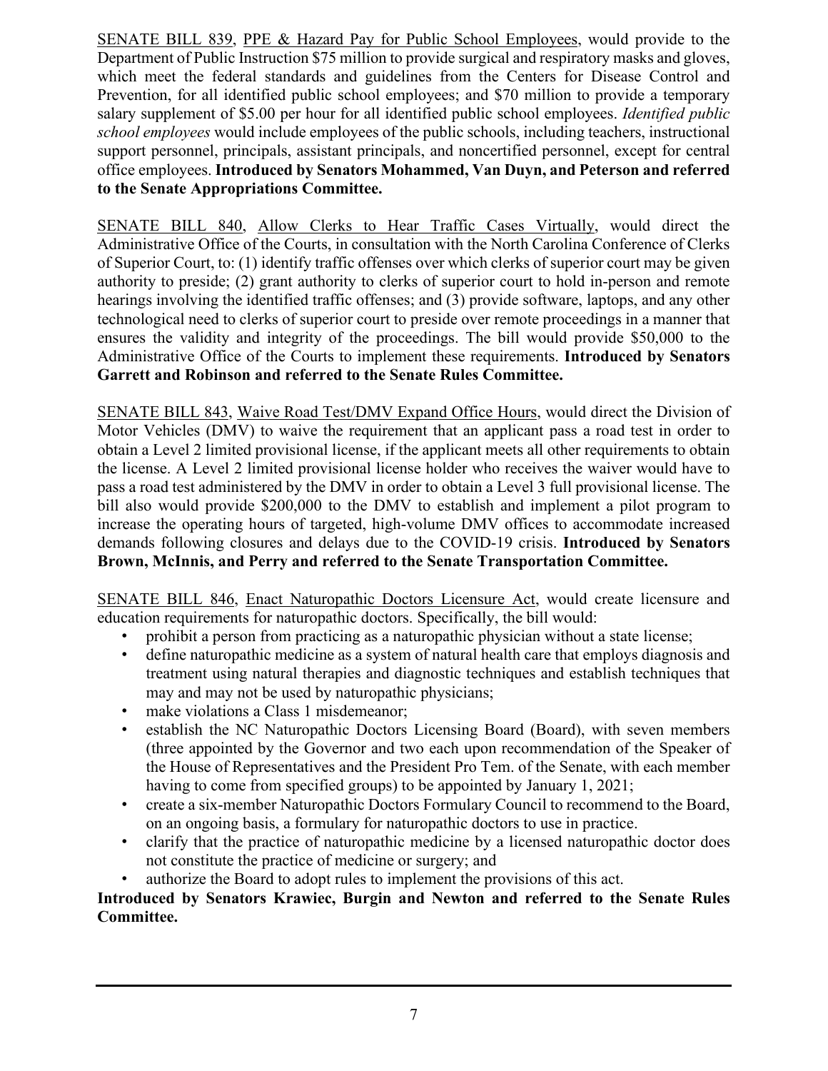SENATE BILL 839, PPE & Hazard Pay for Public School Employees, would provide to the Department of Public Instruction $75 million to provide surgical and respiratory masks and gloves, which meet the federal standards and guidelines from the Centers for Disease Control and Prevention, for all identified public school employees; and $70 million to provide a temporary salary supplement of $5.00 per hour for all identified public school employees. *Identified public school employees* would include employees of the public schools, including teachers, instructional support personnel, principals, assistant principals, and noncertified personnel, except for central office employees. **Introduced by Senators Mohammed, Van Duyn, and Peterson and referred to the Senate Appropriations Committee.**

SENATE BILL 840, Allow Clerks to Hear Traffic Cases Virtually, would direct the Administrative Office of the Courts, in consultation with the North Carolina Conference of Clerks of Superior Court, to: (1) identify traffic offenses over which clerks of superior court may be given authority to preside; (2) grant authority to clerks of superior court to hold in-person and remote hearings involving the identified traffic offenses; and (3) provide software, laptops, and any other technological need to clerks of superior court to preside over remote proceedings in a manner that ensures the validity and integrity of the proceedings. The bill would provide $50,000 to the Administrative Office of the Courts to implement these requirements. **Introduced by Senators Garrett and Robinson and referred to the Senate Rules Committee.**

SENATE BILL 843, Waive Road Test/DMV Expand Office Hours, would direct the Division of Motor Vehicles (DMV) to waive the requirement that an applicant pass a road test in order to obtain a Level 2 limited provisional license, if the applicant meets all other requirements to obtain the license. A Level 2 limited provisional license holder who receives the waiver would have to pass a road test administered by the DMV in order to obtain a Level 3 full provisional license. The bill also would provide $200,000 to the DMV to establish and implement a pilot program to increase the operating hours of targeted, high-volume DMV offices to accommodate increased demands following closures and delays due to the COVID-19 crisis. **Introduced by Senators Brown, McInnis, and Perry and referred to the Senate Transportation Committee.**

SENATE BILL 846, Enact Naturopathic Doctors Licensure Act, would create licensure and education requirements for naturopathic doctors. Specifically, the bill would:

- prohibit a person from practicing as a naturopathic physician without a state license;
- define naturopathic medicine as a system of natural health care that employs diagnosis and treatment using natural therapies and diagnostic techniques and establish techniques that may and may not be used by naturopathic physicians;
- make violations a Class 1 misdemeanor;
- establish the NC Naturopathic Doctors Licensing Board (Board), with seven members (three appointed by the Governor and two each upon recommendation of the Speaker of the House of Representatives and the President Pro Tem. of the Senate, with each member having to come from specified groups) to be appointed by January 1, 2021;
- create a six-member Naturopathic Doctors Formulary Council to recommend to the Board, on an ongoing basis, a formulary for naturopathic doctors to use in practice.
- clarify that the practice of naturopathic medicine by a licensed naturopathic doctor does not constitute the practice of medicine or surgery; and
- authorize the Board to adopt rules to implement the provisions of this act.

**Introduced by Senators Krawiec, Burgin and Newton and referred to the Senate Rules Committee.**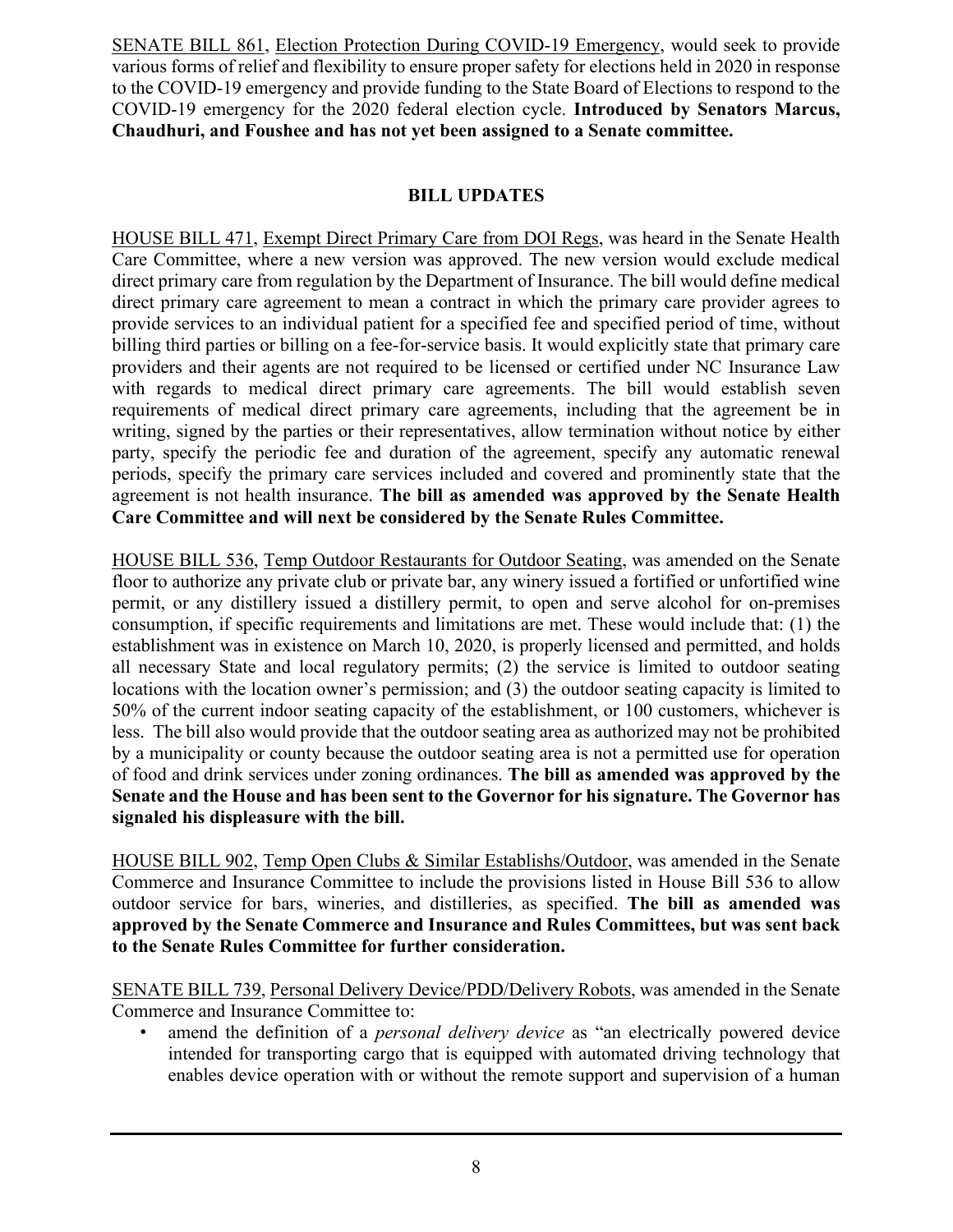SENATE BILL 861, Election Protection During COVID-19 Emergency, would seek to provide various forms of relief and flexibility to ensure proper safety for elections held in 2020 in response to the COVID-19 emergency and provide funding to the State Board of Elections to respond to the COVID-19 emergency for the 2020 federal election cycle. **Introduced by Senators Marcus, Chaudhuri, and Foushee and has not yet been assigned to a Senate committee.**

## BILL UPDATES

HOUSE BILL 471, Exempt Direct Primary Care from DOI Regs, was heard in the Senate Health Care Committee, where a new version was approved. The new version would exclude medical direct primary care from regulation by the Department of Insurance. The bill would define medical direct primary care agreement to mean a contract in which the primary care provider agrees to provide services to an individual patient for a specified fee and specified period of time, without billing third parties or billing on a fee-for-service basis. It would explicitly state that primary care providers and their agents are not required to be licensed or certified under NC Insurance Law with regards to medical direct primary care agreements. The bill would establish seven requirements of medical direct primary care agreements, including that the agreement be in writing, signed by the parties or their representatives, allow termination without notice by either party, specify the periodic fee and duration of the agreement, specify any automatic renewal periods, specify the primary care services included and covered and prominently state that the agreement is not health insurance. **The bill as amended was approved by the Senate Health Care Committee and will next be considered by the Senate Rules Committee.**

HOUSE BILL 536, Temp Outdoor Restaurants for Outdoor Seating, was amended on the Senate floor to authorize any private club or private bar, any winery issued a fortified or unfortified wine permit, or any distillery issued a distillery permit, to open and serve alcohol for on-premises consumption, if specific requirements and limitations are met. These would include that: (1) the establishment was in existence on March 10, 2020, is properly licensed and permitted, and holds all necessary State and local regulatory permits; (2) the service is limited to outdoor seating locations with the location owner's permission; and (3) the outdoor seating capacity is limited to 50% of the current indoor seating capacity of the establishment, or 100 customers, whichever is less. The bill also would provide that the outdoor seating area as authorized may not be prohibited by a municipality or county because the outdoor seating area is not a permitted use for operation of food and drink services under zoning ordinances. **The bill as amended was approved by the Senate and the House and has been sent to the Governor for his signature. The Governor has signaled his displeasure with the bill.**

HOUSE BILL 902, Temp Open Clubs & Similar Establishs/Outdoor, was amended in the Senate Commerce and Insurance Committee to include the provisions listed in House Bill 536 to allow outdoor service for bars, wineries, and distilleries, as specified. **The bill as amended was approved by the Senate Commerce and Insurance and Rules Committees, but was sent back to the Senate Rules Committee for further consideration.**

SENATE BILL 739, Personal Delivery Device/PDD/Delivery Robots, was amended in the Senate Commerce and Insurance Committee to:

- amend the definition of a *personal delivery device* as "an electrically powered device intended for transporting cargo that is equipped with automated driving technology that enables device operation with or without the remote support and supervision of a human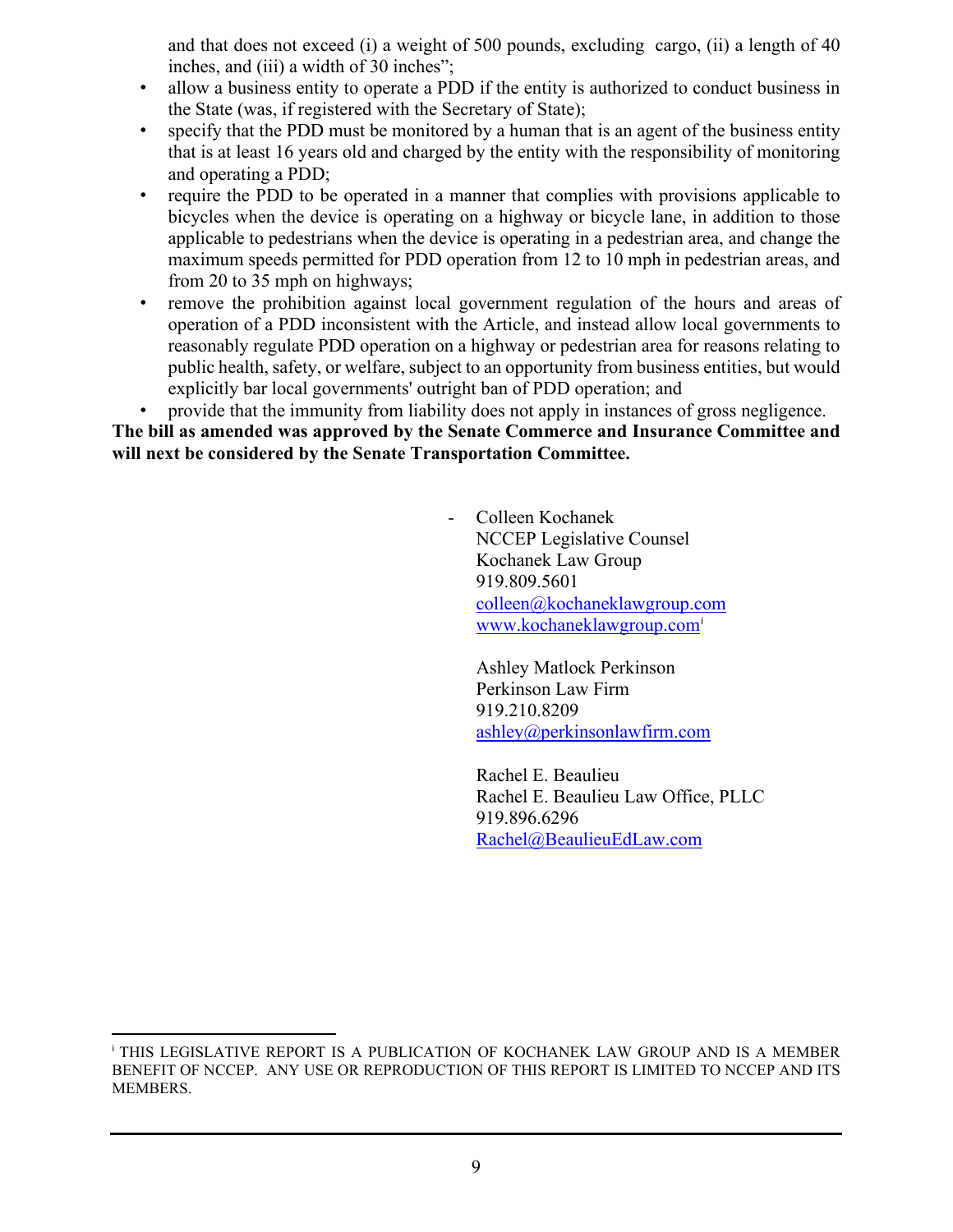and that does not exceed (i) a weight of 500 pounds, excluding cargo, (ii) a length of 40 inches, and (iii) a width of 30 inches";

- allow a business entity to operate a PDD if the entity is authorized to conduct business in the State (was, if registered with the Secretary of State);
- specify that the PDD must be monitored by a human that is an agent of the business entity that is at least 16 years old and charged by the entity with the responsibility of monitoring and operating a PDD;
- require the PDD to be operated in a manner that complies with provisions applicable to bicycles when the device is operating on a highway or bicycle lane, in addition to those applicable to pedestrians when the device is operating in a pedestrian area, and change the maximum speeds permitted for PDD operation from 12 to 10 mph in pedestrian areas, and from 20 to 35 mph on highways;
- remove the prohibition against local government regulation of the hours and areas of operation of a PDD inconsistent with the Article, and instead allow local governments to reasonably regulate PDD operation on a highway or pedestrian area for reasons relating to public health, safety, or welfare, subject to an opportunity from business entities, but would explicitly bar local governments' outright ban of PDD operation; and
- provide that the immunity from liability does not apply in instances of gross negligence.

**The bill as amended was approved by the Senate Commerce and Insurance Committee and will next be considered by the Senate Transportation Committee.**

\- Colleen Kochanek
NCCEP Legislative Counsel
Kochanek Law Group
919.809.5601
colleen@kochaneklawgroup.com
www.kochaneklawgroup.com[i]

Ashley Matlock Perkinson
Perkinson Law Firm
919.210.8209
ashley@perkinsonlawfirm.com

Rachel E. Beaulieu
Rachel E. Beaulieu Law Office, PLLC
919.896.6296
Rachel@BeaulieuEdLaw.com

[i] THIS LEGISLATIVE REPORT IS A PUBLICATION OF KOCHANEK LAW GROUP AND IS A MEMBER BENEFIT OF NCCEP. ANY USE OR REPRODUCTION OF THIS REPORT IS LIMITED TO NCCEP AND ITS MEMBERS.